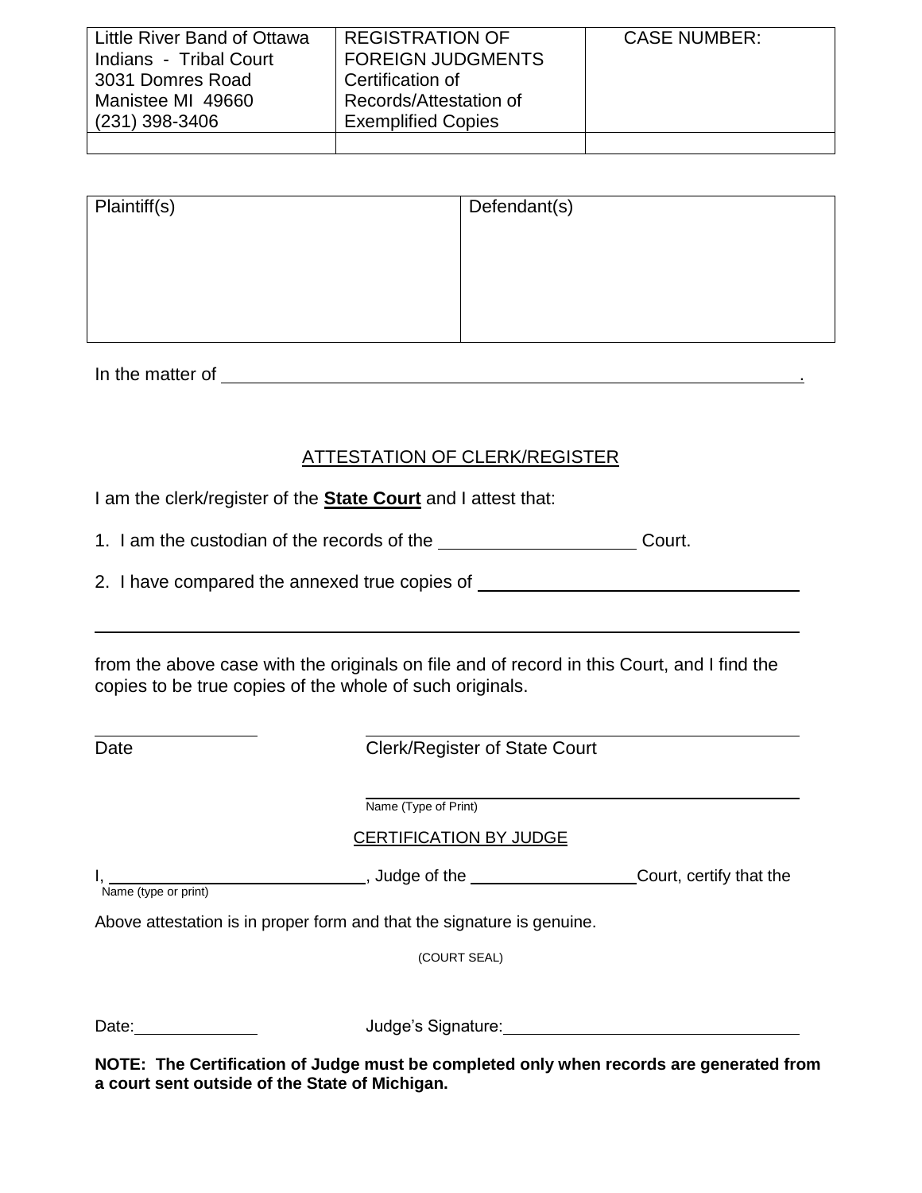| Little River Band of Ottawa Indians - Tribal Court 3031 Domres Road Manistee MI 49660 (231) 398-3406 | REGISTRATION OF FOREIGN JUDGMENTS Certification of Records/Attestation of Exemplified Copies | CASE NUMBER: |
|---|---|---|
| | | |

| Plaintiff(s) | Defendant(s) |
|---|---|
| | |

In the matter of \_\_\_\_\_\_\_\_\_\_\_\_\_\_\_\_\_\_\_\_\_\_\_\_\_\_\_\_\_\_\_\_\_\_\_\_\_\_\_\_\_\_\_\_\_\_\_\_\_\_\_\_\_\_\_\_.

ATTESTATION OF CLERK/REGISTER

I am the clerk/register of the **State Court** and I attest that:

1. I am the custodian of the records of the \_\_\_\_\_\_\_\_\_\_\_\_\_\_\_\_\_\_\_\_ Court.

2. I have compared the annexed true copies of \_\_\_\_\_\_\_\_\_\_\_\_\_\_\_\_\_\_\_\_\_\_\_\_\_\_\_\_\_\_\_\_

\_\_\_\_\_\_\_\_\_\_\_\_\_\_\_\_\_\_\_\_\_\_\_\_\_\_\_\_\_\_\_\_\_\_\_\_\_\_\_\_\_\_\_\_\_\_\_\_\_\_\_\_\_\_\_\_\_\_\_\_\_\_\_\_\_\_\_\_\_\_

from the above case with the originals on file and of record in this Court, and I find the copies to be true copies of the whole of such originals.

\_\_\_\_\_\_\_\_\_\_\_\_\_\_\_\_ \_\_\_\_\_\_\_\_\_\_\_\_\_\_\_\_\_\_\_\_\_\_\_\_\_\_\_\_\_\_\_\_\_\_\_\_\_\_\_\_
Date Clerk/Register of State Court

\_\_\_\_\_\_\_\_\_\_\_\_\_\_\_\_\_\_\_\_\_\_\_\_\_\_\_\_\_\_\_\_\_\_\_\_\_\_\_\_
Name (Type of Print)

CERTIFICATION BY JUDGE

I, \_\_\_\_\_\_\_\_\_\_\_\_\_\_\_\_\_\_\_\_\_\_\_\_\_\_\_\_, Judge of the \_\_\_\_\_\_\_\_\_\_\_\_\_\_\_\_\_\_Court, certify that the
Name (type or print)

Above attestation is in proper form and that the signature is genuine.

(COURT SEAL)

Date:\_\_\_\_\_\_\_\_\_\_\_\_\_ Judge's Signature:\_\_\_\_\_\_\_\_\_\_\_\_\_\_\_\_\_\_\_\_\_\_\_\_\_\_\_\_\_\_\_\_

**NOTE: The Certification of Judge must be completed only when records are generated from a court sent outside of the State of Michigan.**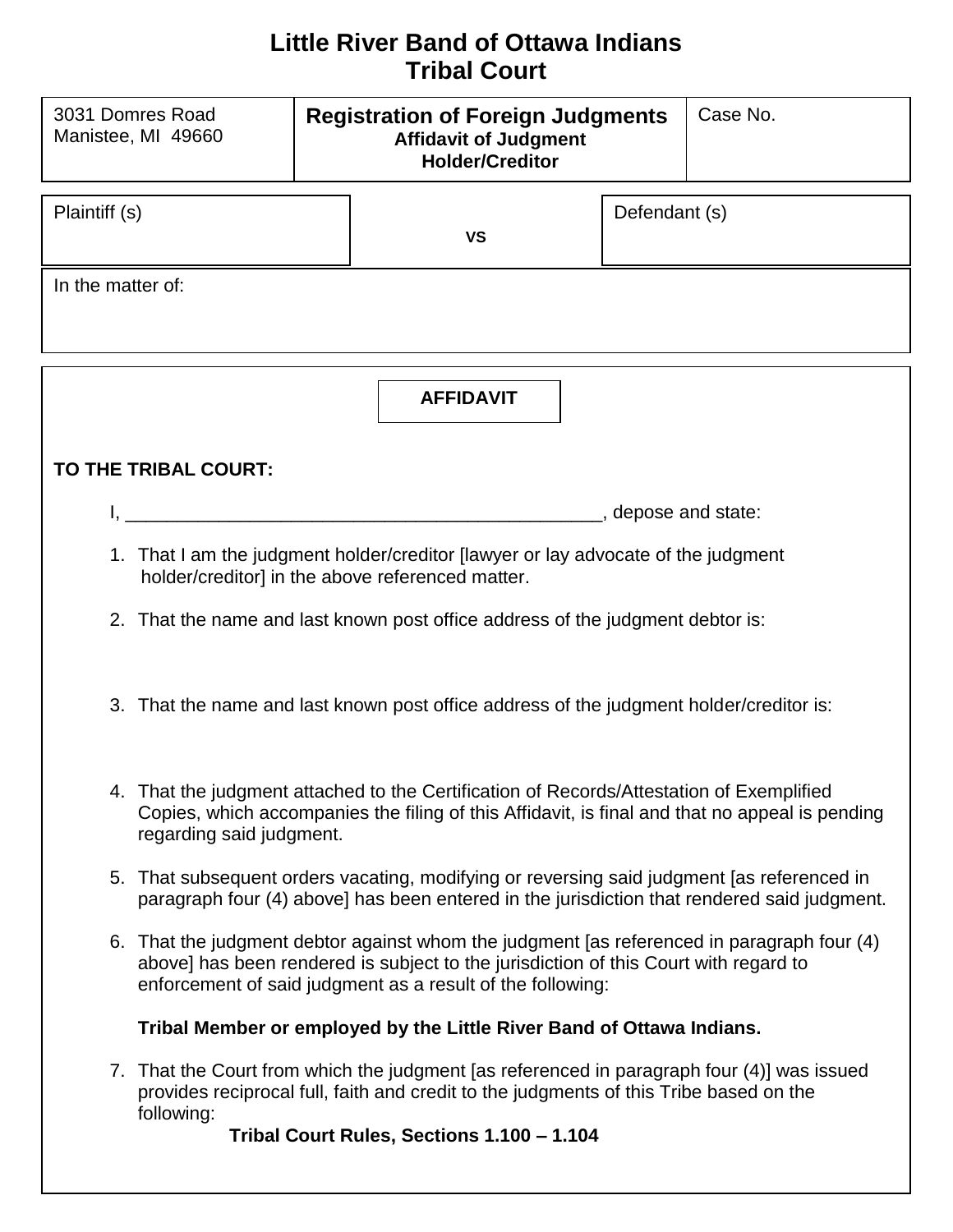# Little River Band of Ottawa Indians
# Tribal Court

| 3031 Domres Road<br>Manistee, MI 49660 | **Registration of Foreign Judgments**<br>**Affidavit of Judgment Holder/Creditor** | Case No. |
| --- | --- | --- |

| Plaintiff (s) | **VS** | Defendant (s) |
| --- | --- | --- |

In the matter of:

## AFFIDAVIT

**TO THE TRIBAL COURT:**

I, _______________________________________________, depose and state:

1. That I am the judgment holder/creditor [lawyer or lay advocate of the judgment holder/creditor] in the above referenced matter.

2. That the name and last known post office address of the judgment debtor is:

3. That the name and last known post office address of the judgment holder/creditor is:

4. That the judgment attached to the Certification of Records/Attestation of Exemplified Copies, which accompanies the filing of this Affidavit, is final and that no appeal is pending regarding said judgment.

5. That subsequent orders vacating, modifying or reversing said judgment [as referenced in paragraph four (4) above] has been entered in the jurisdiction that rendered said judgment.

6. That the judgment debtor against whom the judgment [as referenced in paragraph four (4) above] has been rendered is subject to the jurisdiction of this Court with regard to enforcement of said judgment as a result of the following:

   **Tribal Member or employed by the Little River Band of Ottawa Indians.**

7. That the Court from which the judgment [as referenced in paragraph four (4)] was issued provides reciprocal full, faith and credit to the judgments of this Tribe based on the following:

   **Tribal Court Rules, Sections 1.100 – 1.104**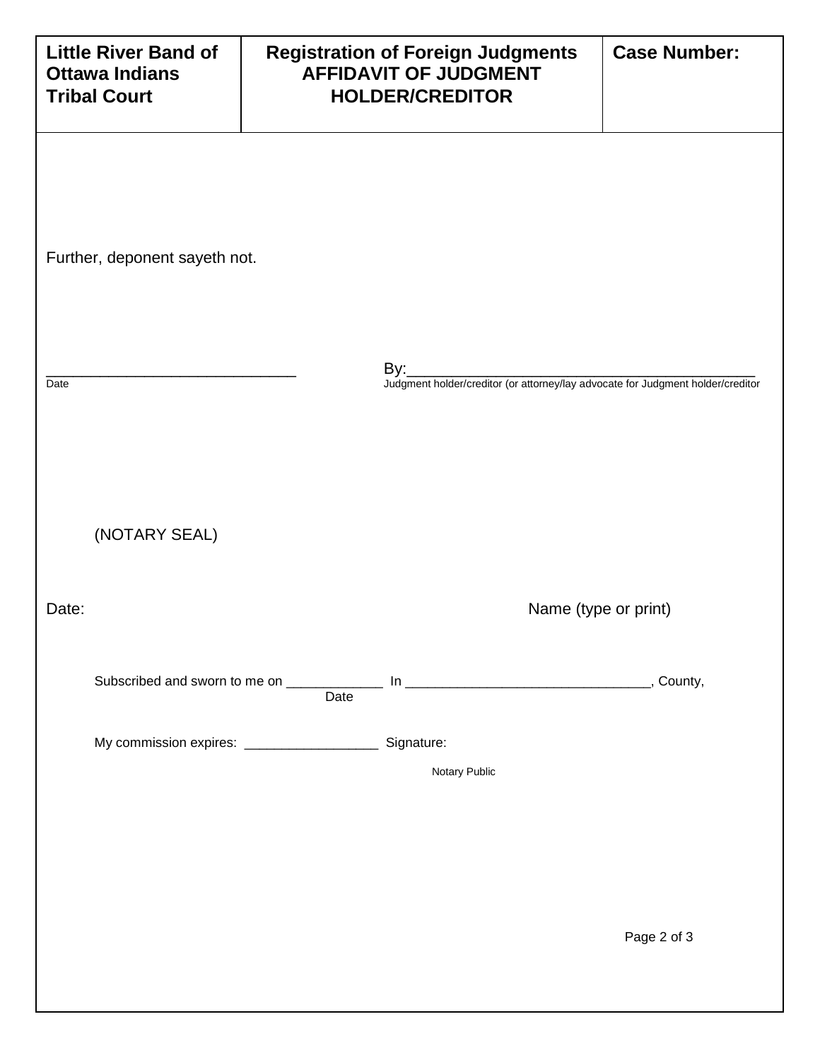| Little River Band of Ottawa Indians Tribal Court | Registration of Foreign Judgments AFFIDAVIT OF JUDGMENT HOLDER/CREDITOR | Case Number: |
|---|---|---|

Further, deponent sayeth not.

_______________________________ By:__________________________________________

Date Judgment holder/creditor (or attorney/lay advocate for Judgment holder/creditor

(NOTARY SEAL)

Date: Name (type or print)

Subscribed and sworn to me on _____________ In _________________________________, County,

Date

My commission expires: __________________ Signature:

Notary Public